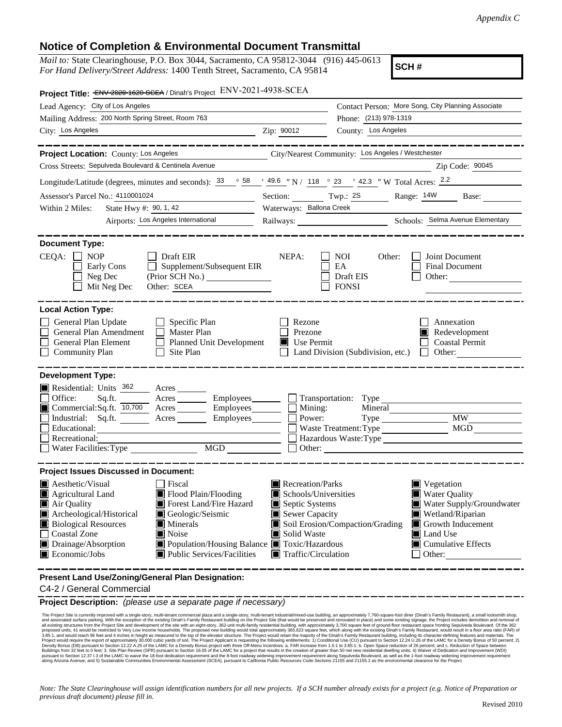*Appendix C*

# Notice of Completion & Environmental Document Transmittal

*Mail to:* State Clearinghouse, P.O. Box 3044, Sacramento, CA 95812-3044 (916) 445-0613
*For Hand Delivery/Street Address:* 1400 Tenth Street, Sacramento, CA 95814

**SCH #**

**Project Title:** ~~ENV-2020-1620-SCEA~~ / Dinah's Project ENV-2021-4938-SCEA

Lead Agency: City of Los Angeles
Contact Person: More Song, City Planning Associate
Mailing Address: 200 North Spring Street, Room 763
Phone: (213) 978-1319
City: Los Angeles
Zip: 90012
County: Los Angeles

---

**Project Location:** County: Los Angeles
City/Nearest Community: Los Angeles / Westchester
Cross Streets: Sepulveda Boulevard & Centinela Avenue
Zip Code: 90045

Longitude/Latitude (degrees, minutes and seconds): 33 ° 58 ′ 49.6 ″ N / 118 ° 23 ′ 42.3 ″ W Total Acres: 2.2

Assessor's Parcel No.: 4110001024
Section: Twp.: 2S Range: 14W Base:

Within 2 Miles: State Hwy #: 90, 1, 42
Waterways: Ballona Creek
Airports: Los Angeles International
Railways:
Schools: Selma Avenue Elementary

---

**Document Type:**

CEQA:
- ☐ NOP
- ☐ Early Cons
- ☐ Neg Dec
- ☐ Mit Neg Dec
- ☐ Draft EIR
- ☐ Supplement/Subsequent EIR (Prior SCH No.)
- Other: SCEA

NEPA:
- ☐ NOI
- ☐ EA
- ☐ Draft EIS
- ☐ FONSI

Other:
- ☐ Joint Document
- ☐ Final Document
- ☐ Other:

---

**Local Action Type:**

- ☐ General Plan Update
- ☐ General Plan Amendment
- ☐ General Plan Element
- ☐ Community Plan
- ☐ Specific Plan
- ☐ Master Plan
- ☐ Planned Unit Development
- ☐ Site Plan
- ☐ Rezone
- ☐ Prezone
- ■ Use Permit
- ☐ Land Division (Subdivision, etc.)
- ☐ Annexation
- ■ Redevelopment
- ☐ Coastal Permit
- ☐ Other:

---

**Development Type:**

- ■ Residential: Units 362 Acres
- ☐ Office: Sq.ft. Acres Employees
- ■ Commercial: Sq.ft. 10,700 Acres Employees
- ☐ Industrial: Sq.ft. Acres Employees
- ☐ Educational:
- ☐ Recreational:
- ☐ Water Facilities: Type MGD
- ☐ Transportation: Type
- ☐ Mining: Mineral
- ☐ Power: Type MW
- ☐ Waste Treatment: Type MGD
- ☐ Hazardous Waste: Type
- ☐ Other:

---

**Project Issues Discussed in Document:**

- ■ Aesthetic/Visual
- ■ Agricultural Land
- ■ Air Quality
- ■ Archeological/Historical
- ■ Biological Resources
- ☐ Coastal Zone
- ■ Drainage/Absorption
- ■ Economic/Jobs
- ☐ Fiscal
- ■ Flood Plain/Flooding
- ■ Forest Land/Fire Hazard
- ■ Geologic/Seismic
- ■ Minerals
- ■ Noise
- ■ Population/Housing Balance
- ■ Public Services/Facilities
- ■ Recreation/Parks
- ■ Schools/Universities
- ■ Septic Systems
- ■ Sewer Capacity
- ■ Soil Erosion/Compaction/Grading
- ■ Solid Waste
- ■ Toxic/Hazardous
- ■ Traffic/Circulation
- ■ Vegetation
- ■ Water Quality
- ■ Water Supply/Groundwater
- ■ Wetland/Riparian
- ■ Growth Inducement
- ■ Land Use
- ■ Cumulative Effects
- ☐ Other:

---

**Present Land Use/Zoning/General Plan Designation:**

C4-2 / General Commercial

**Project Description:** *(please use a separate page if necessary)*

The Project Site is currently improved with a single-story, multi-tenant commercial plaza and a single-story, multi-tenant industrial/mixed-use building, an approximately 7,760-square-foot diner (Dinah's Family Restaurant), a small locksmith shop, and associated surface parking. With the exception of the existing Dinah's Family Restaurant building on the Project Site (that would be preserved and renovated in place) and some existing signage, the Project includes demolition and removal of all existing structures from the Project Site and development of the site with an eight-story, 362-unit multi-family residential building, with approximately 3,700 square feet of ground-floor restaurant space fronting Sepulveda Boulevard. Of the 362 proposed units, 41 would be restricted to Very Low Income households. The proposed new building would total approximately 365,623 square feet, which along with the existing Dinah's Family Restaurant, would result in a floor area ratio (FAR) of 3.85:1, and would reach 96 feet and 4 inches in height as measured to the top of the elevator structure. The Project would retain the majority of the Dinah's Family Restaurant building, including its character-defining features and materials. The Project would require the export of approximately 30,000 cubic yards of soil. The Project Applicant is requesting the following entitlements: 1) Conditional Use (CU) pursuant to Section 12.24 U.26 of the LAMC for a Density Bonus of 50 percent; 2) Density Bonus (DB) pursuant to Section 12.22 A.25 of the LAMC for a Density Bonus project with three Off-Menu Incentives: a. FAR increase from 1.5:1 to 3.85:1; b. Open Space reduction of 26 percent; and c. Reduction of Space between Buildings from 32 feet to 0 feet; 3. Site Plan Review (SPR) pursuant to Section 16.05 of the LAMC for a project that results in the creation of greater than 50 net new residential dwelling units; 4) Waiver of Dedication and Improvement (WDI) pursuant to Section 12.37 I.3 of the LAMC to waive the 18-foot dedication requirement and the 8-foot roadway widening improvement requirement along Sepulveda Boulevard, as well as the 1-foot roadway widening improvement requirement along Arizona Avenue; and 5) Sustainable Communities Environmental Assessment (SCEA), pursuant to California Public Resources Code Sections 21155 and 21155.2 as the environmental clearance for the Project.

*Note: The State Clearinghouse will assign identification numbers for all new projects. If a SCH number already exists for a project (e.g. Notice of Preparation or previous draft document) please fill in.*

Revised 2010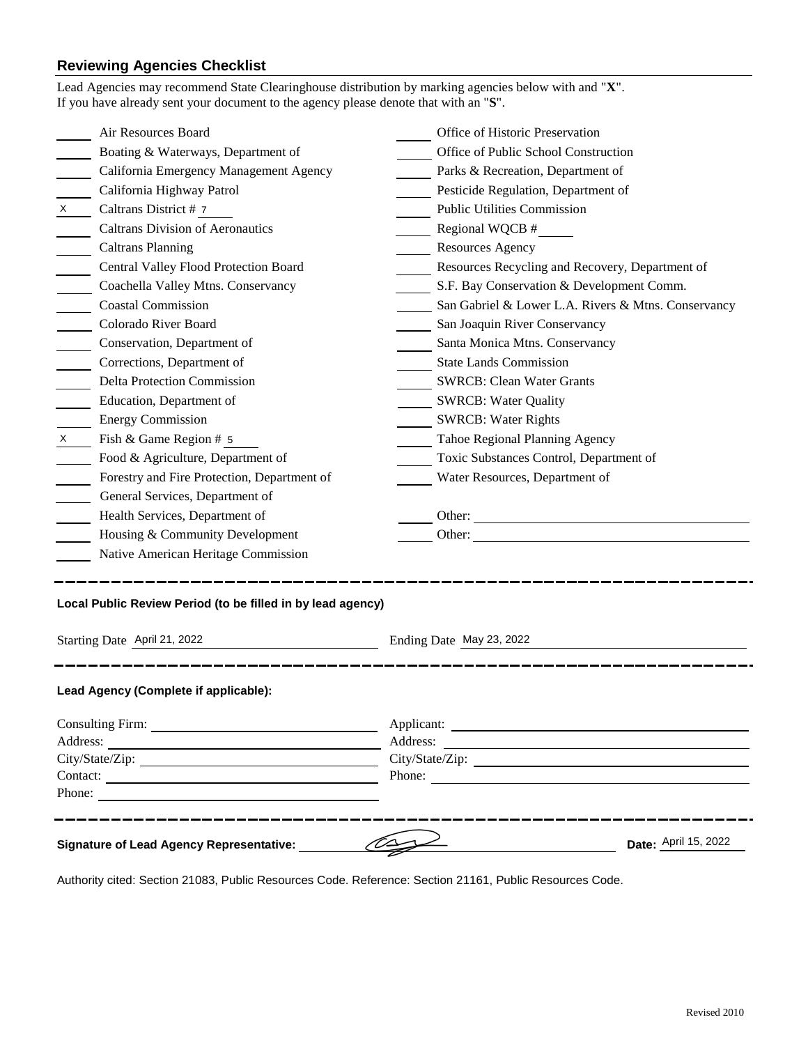## Reviewing Agencies Checklist

Lead Agencies may recommend State Clearinghouse distribution by marking agencies below with and "**X**".
If you have already sent your document to the agency please denote that with an "**S**".

| | | | |
|---|---|---|---|
| ____ | Air Resources Board | ____ | Office of Historic Preservation |
| ____ | Boating & Waterways, Department of | ____ | Office of Public School Construction |
| ____ | California Emergency Management Agency | ____ | Parks & Recreation, Department of |
| ____ | California Highway Patrol | ____ | Pesticide Regulation, Department of |
| X | Caltrans District # 7 | ____ | Public Utilities Commission |
| ____ | Caltrans Division of Aeronautics | ____ | Regional WQCB # ____ |
| ____ | Caltrans Planning | ____ | Resources Agency |
| ____ | Central Valley Flood Protection Board | ____ | Resources Recycling and Recovery, Department of |
| ____ | Coachella Valley Mtns. Conservancy | ____ | S.F. Bay Conservation & Development Comm. |
| ____ | Coastal Commission | ____ | San Gabriel & Lower L.A. Rivers & Mtns. Conservancy |
| ____ | Colorado River Board | ____ | San Joaquin River Conservancy |
| ____ | Conservation, Department of | ____ | Santa Monica Mtns. Conservancy |
| ____ | Corrections, Department of | ____ | State Lands Commission |
| ____ | Delta Protection Commission | ____ | SWRCB: Clean Water Grants |
| ____ | Education, Department of | ____ | SWRCB: Water Quality |
| ____ | Energy Commission | ____ | SWRCB: Water Rights |
| X | Fish & Game Region # 5 | ____ | Tahoe Regional Planning Agency |
| ____ | Food & Agriculture, Department of | ____ | Toxic Substances Control, Department of |
| ____ | Forestry and Fire Protection, Department of | ____ | Water Resources, Department of |
| ____ | General Services, Department of | | |
| ____ | Health Services, Department of | ____ | Other: ____ |
| ____ | Housing & Community Development | ____ | Other: ____ |
| ____ | Native American Heritage Commission | | |

---

**Local Public Review Period (to be filled in by lead agency)**

Starting Date April 21, 2022 Ending Date May 23, 2022

---

**Lead Agency (Complete if applicable):**

| | |
|---|---|
| Consulting Firm: | Applicant: |
| Address: | Address: |
| City/State/Zip: | City/State/Zip: |
| Contact: | Phone: |
| Phone: | |

---

**Signature of Lead Agency Representative:** [signature] **Date:** April 15, 2022

Authority cited: Section 21083, Public Resources Code. Reference: Section 21161, Public Resources Code.

Revised 2010